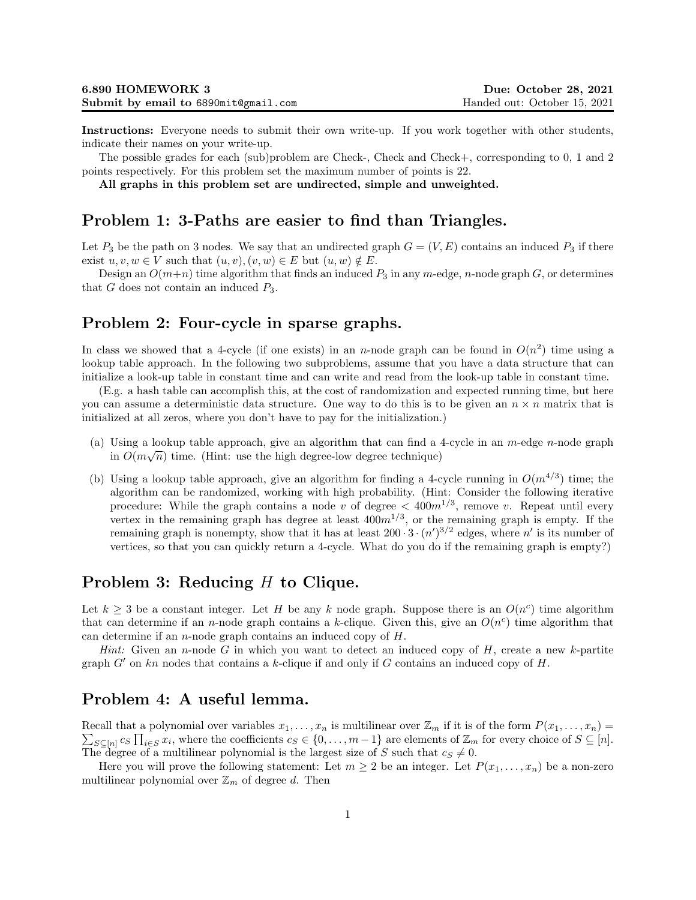**6.890 HOMEWORK 3** **Due: October 28, 2021**

**Submit by email to** 6890mit@gmail.com Handed out: October 15, 2021

**Instructions:** Everyone needs to submit their own write-up. If you work together with other students, indicate their names on your write-up.

The possible grades for each (sub)problem are Check-, Check and Check+, corresponding to 0, 1 and 2 points respectively. For this problem set the maximum number of points is 22.

**All graphs in this problem set are undirected, simple and unweighted.**

## Problem 1: 3-Paths are easier to find than Triangles.

Let $P_3$ be the path on 3 nodes. We say that an undirected graph $G = (V, E)$ contains an induced $P_3$ if there exist $u, v, w \in V$ such that $(u, v), (v, w) \in E$ but $(u, w) \notin E$.

Design an $O(m+n)$ time algorithm that finds an induced $P_3$ in any $m$-edge, $n$-node graph $G$, or determines that $G$ does not contain an induced $P_3$.

## Problem 2: Four-cycle in sparse graphs.

In class we showed that a 4-cycle (if one exists) in an $n$-node graph can be found in $O(n^2)$ time using a lookup table approach. In the following two subproblems, assume that you have a data structure that can initialize a look-up table in constant time and can write and read from the look-up table in constant time.

(E.g. a hash table can accomplish this, at the cost of randomization and expected running time, but here you can assume a deterministic data structure. One way to do this is to be given an $n \times n$ matrix that is initialized at all zeros, where you don't have to pay for the initialization.)

(a) Using a lookup table approach, give an algorithm that can find a 4-cycle in an $m$-edge $n$-node graph in $O(m\sqrt{n})$ time. (Hint: use the high degree-low degree technique)

(b) Using a lookup table approach, give an algorithm for finding a 4-cycle running in $O(m^{4/3})$ time; the algorithm can be randomized, working with high probability. (Hint: Consider the following iterative procedure: While the graph contains a node $v$ of degree $< 400m^{1/3}$, remove $v$. Repeat until every vertex in the remaining graph has degree at least $400m^{1/3}$, or the remaining graph is empty. If the remaining graph is nonempty, show that it has at least $200 \cdot 3 \cdot (n')^{3/2}$ edges, where $n'$ is its number of vertices, so that you can quickly return a 4-cycle. What do you do if the remaining graph is empty?)

## Problem 3: Reducing $H$ to Clique.

Let $k \geq 3$ be a constant integer. Let $H$ be any $k$ node graph. Suppose there is an $O(n^c)$ time algorithm that can determine if an $n$-node graph contains a $k$-clique. Given this, give an $O(n^c)$ time algorithm that can determine if an $n$-node graph contains an induced copy of $H$.

*Hint:* Given an $n$-node $G$ in which you want to detect an induced copy of $H$, create a new $k$-partite graph $G'$ on $kn$ nodes that contains a $k$-clique if and only if $G$ contains an induced copy of $H$.

## Problem 4: A useful lemma.

Recall that a polynomial over variables $x_1, \ldots, x_n$ is multilinear over $\mathbb{Z}_m$ if it is of the form $P(x_1, \ldots, x_n) = \sum_{S \subseteq [n]} c_S \prod_{i \in S} x_i$, where the coefficients $c_S \in \{0, \ldots, m-1\}$ are elements of $\mathbb{Z}_m$ for every choice of $S \subseteq [n]$. The degree of a multilinear polynomial is the largest size of $S$ such that $c_S \neq 0$.

Here you will prove the following statement: Let $m \geq 2$ be an integer. Let $P(x_1, \ldots, x_n)$ be a non-zero multilinear polynomial over $\mathbb{Z}_m$ of degree $d$. Then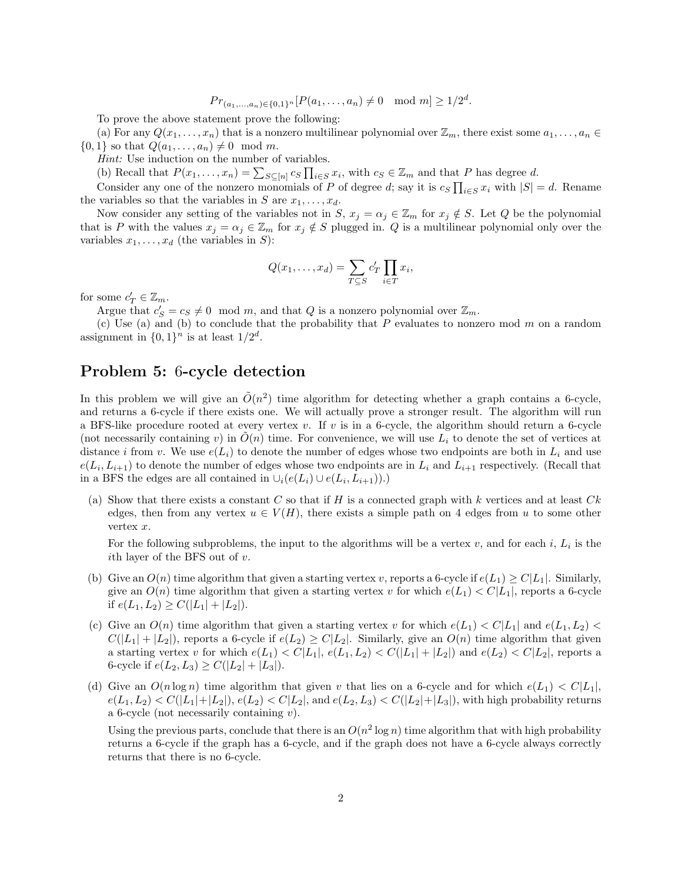$$Pr_{(a_1,\ldots,a_n)\in\{0,1\}^n}[P(a_1,\ldots,a_n) \neq 0 \mod m] \geq 1/2^d.$$

To prove the above statement prove the following:

(a) For any $Q(x_1,\ldots,x_n)$ that is a nonzero multilinear polynomial over $\mathbb{Z}_m$, there exist some $a_1,\ldots,a_n \in \{0,1\}$ so that $Q(a_1,\ldots,a_n) \neq 0 \mod m$.

*Hint:* Use induction on the number of variables.

(b) Recall that $P(x_1,\ldots,x_n) = \sum_{S\subseteq[n]} c_S \prod_{i\in S} x_i$, with $c_S \in \mathbb{Z}_m$ and that $P$ has degree $d$.

Consider any one of the nonzero monomials of $P$ of degree $d$; say it is $c_S \prod_{i\in S} x_i$ with $|S| = d$. Rename the variables so that the variables in $S$ are $x_1,\ldots,x_d$.

Now consider any setting of the variables not in $S$, $x_j = \alpha_j \in \mathbb{Z}_m$ for $x_j \notin S$. Let $Q$ be the polynomial that is $P$ with the values $x_j = \alpha_j \in \mathbb{Z}_m$ for $x_j \notin S$ plugged in. $Q$ is a multilinear polynomial only over the variables $x_1,\ldots,x_d$ (the variables in $S$):

$$Q(x_1,\ldots,x_d) = \sum_{T\subseteq S} c'_T \prod_{i\in T} x_i,$$

for some $c'_T \in \mathbb{Z}_m$.

Argue that $c'_S = c_S \neq 0 \mod m$, and that $Q$ is a nonzero polynomial over $\mathbb{Z}_m$.

(c) Use (a) and (b) to conclude that the probability that $P$ evaluates to nonzero mod $m$ on a random assignment in $\{0,1\}^n$ is at least $1/2^d$.

## Problem 5: 6-cycle detection

In this problem we will give an $\tilde{O}(n^2)$ time algorithm for detecting whether a graph contains a 6-cycle, and returns a 6-cycle if there exists one. We will actually prove a stronger result. The algorithm will run a BFS-like procedure rooted at every vertex $v$. If $v$ is in a 6-cycle, the algorithm should return a 6-cycle (not necessarily containing $v$) in $\tilde{O}(n)$ time. For convenience, we will use $L_i$ to denote the set of vertices at distance $i$ from $v$. We use $e(L_i)$ to denote the number of edges whose two endpoints are both in $L_i$ and use $e(L_i, L_{i+1})$ to denote the number of edges whose two endpoints are in $L_i$ and $L_{i+1}$ respectively. (Recall that in a BFS the edges are all contained in $\cup_i(e(L_i) \cup e(L_i, L_{i+1}))$.)

(a) Show that there exists a constant $C$ so that if $H$ is a connected graph with $k$ vertices and at least $Ck$ edges, then from any vertex $u \in V(H)$, there exists a simple path on 4 edges from $u$ to some other vertex $x$.

For the following subproblems, the input to the algorithms will be a vertex $v$, and for each $i$, $L_i$ is the $i$th layer of the BFS out of $v$.

(b) Give an $O(n)$ time algorithm that given a starting vertex $v$, reports a 6-cycle if $e(L_1) \geq C|L_1|$. Similarly, give an $O(n)$ time algorithm that given a starting vertex $v$ for which $e(L_1) < C|L_1|$, reports a 6-cycle if $e(L_1, L_2) \geq C(|L_1| + |L_2|)$.

(c) Give an $O(n)$ time algorithm that given a starting vertex $v$ for which $e(L_1) < C|L_1|$ and $e(L_1, L_2) < C(|L_1| + |L_2|)$, reports a 6-cycle if $e(L_2) \geq C|L_2|$. Similarly, give an $O(n)$ time algorithm that given a starting vertex $v$ for which $e(L_1) < C|L_1|$, $e(L_1, L_2) < C(|L_1| + |L_2|)$ and $e(L_2) < C|L_2|$, reports a 6-cycle if $e(L_2, L_3) \geq C(|L_2| + |L_3|)$.

(d) Give an $O(n \log n)$ time algorithm that given $v$ that lies on a 6-cycle and for which $e(L_1) < C|L_1|$, $e(L_1, L_2) < C(|L_1|+|L_2|)$, $e(L_2) < C|L_2|$, and $e(L_2, L_3) < C(|L_2|+|L_3|)$, with high probability returns a 6-cycle (not necessarily containing $v$).

Using the previous parts, conclude that there is an $O(n^2 \log n)$ time algorithm that with high probability returns a 6-cycle if the graph has a 6-cycle, and if the graph does not have a 6-cycle always correctly returns that there is no 6-cycle.